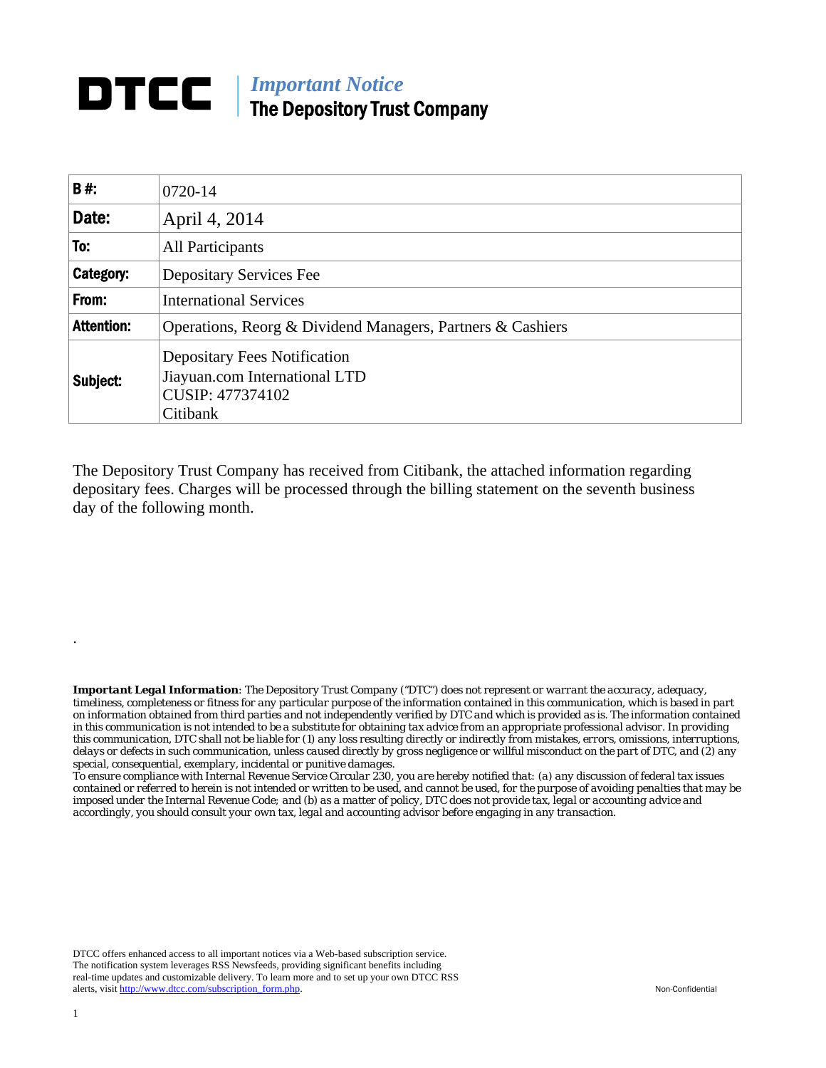# DTCC | *Important Notice*
## The Depository Trust Company

| **B #:** | 0720-14 |
|---|---|
| **Date:** | April 4, 2014 |
| **To:** | All Participants |
| **Category:** | Depositary Services Fee |
| **From:** | International Services |
| **Attention:** | Operations, Reorg & Dividend Managers, Partners & Cashiers |
| **Subject:** | Depositary Fees Notification<br>Jiayuan.com International LTD<br>CUSIP: 477374102<br>Citibank |

The Depository Trust Company has received from Citibank, the attached information regarding depositary fees. Charges will be processed through the billing statement on the seventh business day of the following month.

.

***Important Legal Information**: The Depository Trust Company ("DTC") does not represent or warrant the accuracy, adequacy, timeliness, completeness or fitness for any particular purpose of the information contained in this communication, which is based in part on information obtained from third parties and not independently verified by DTC and which is provided as is. The information contained in this communication is not intended to be a substitute for obtaining tax advice from an appropriate professional advisor. In providing this communication, DTC shall not be liable for (1) any loss resulting directly or indirectly from mistakes, errors, omissions, interruptions, delays or defects in such communication, unless caused directly by gross negligence or willful misconduct on the part of DTC, and (2) any special, consequential, exemplary, incidental or punitive damages.*

*To ensure compliance with Internal Revenue Service Circular 230, you are hereby notified that: (a) any discussion of federal tax issues contained or referred to herein is not intended or written to be used, and cannot be used, for the purpose of avoiding penalties that may be imposed under the Internal Revenue Code; and (b) as a matter of policy, DTC does not provide tax, legal or accounting advice and accordingly, you should consult your own tax, legal and accounting advisor before engaging in any transaction.*

DTCC offers enhanced access to all important notices via a Web-based subscription service. The notification system leverages RSS Newsfeeds, providing significant benefits including real-time updates and customizable delivery. To learn more and to set up your own DTCC RSS alerts, visit [http://www.dtcc.com/subscription_form.php](http://www.dtcc.com/subscription_form.php).

Non-Confidential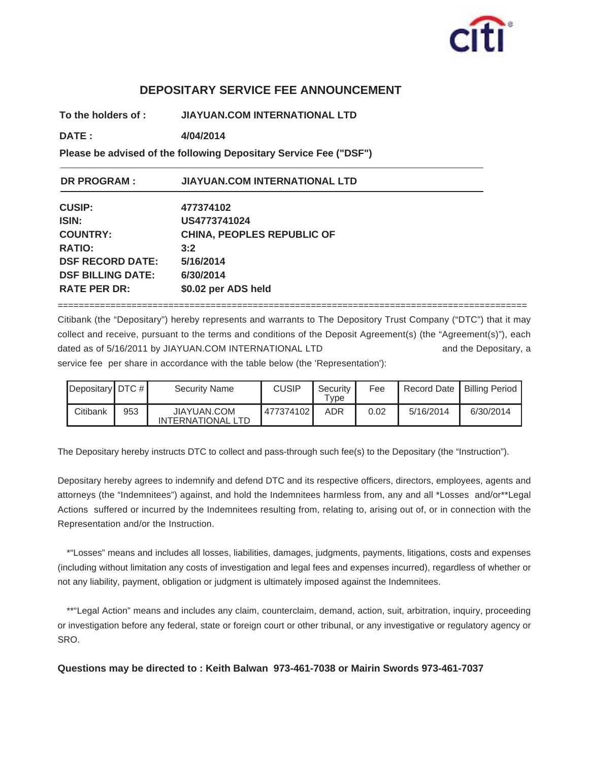## DEPOSITARY SERVICE FEE ANNOUNCEMENT

**To the holders of :** **JIAYUAN.COM INTERNATIONAL LTD**

**DATE :** **4/04/2014**

**Please be advised of the following Depositary Service Fee ("DSF")**

---

**DR PROGRAM :** **JIAYUAN.COM INTERNATIONAL LTD**

---

**CUSIP:** **477374102**
**ISIN:** **US4773741024**
**COUNTRY:** **CHINA, PEOPLES REPUBLIC OF**
**RATIO:** **3:2**
**DSF RECORD DATE:** **5/16/2014**
**DSF BILLING DATE:** **6/30/2014**
**RATE PER DR:** **$0.02 per ADS held**

==========================================================================================

Citibank (the "Depositary") hereby represents and warrants to The Depository Trust Company ("DTC") that it may collect and receive, pursuant to the terms and conditions of the Deposit Agreement(s) (the "Agreement(s)"), each dated as of 5/16/2011 by JIAYUAN.COM INTERNATIONAL LTD and the Depositary, a service fee per share in accordance with the table below (the 'Representation'):

| Depositary | DTC # | Security Name | CUSIP | Security Type | Fee | Record Date | Billing Period |
|---|---|---|---|---|---|---|---|
| Citibank | 953 | JIAYUAN.COM INTERNATIONAL LTD | 477374102 | ADR | 0.02 | 5/16/2014 | 6/30/2014 |

The Depositary hereby instructs DTC to collect and pass-through such fee(s) to the Depositary (the "Instruction").

Depositary hereby agrees to indemnify and defend DTC and its respective officers, directors, employees, agents and attorneys (the "Indemnitees") against, and hold the Indemnitees harmless from, any and all *Losses and/or**Legal Actions suffered or incurred by the Indemnitees resulting from, relating to, arising out of, or in connection with the Representation and/or the Instruction.

*"Losses" means and includes all losses, liabilities, damages, judgments, payments, litigations, costs and expenses (including without limitation any costs of investigation and legal fees and expenses incurred), regardless of whether or not any liability, payment, obligation or judgment is ultimately imposed against the Indemnitees.

**"Legal Action" means and includes any claim, counterclaim, demand, action, suit, arbitration, inquiry, proceeding or investigation before any federal, state or foreign court or other tribunal, or any investigative or regulatory agency or SRO.

**Questions may be directed to : Keith Balwan 973-461-7038 or Mairin Swords 973-461-7037**